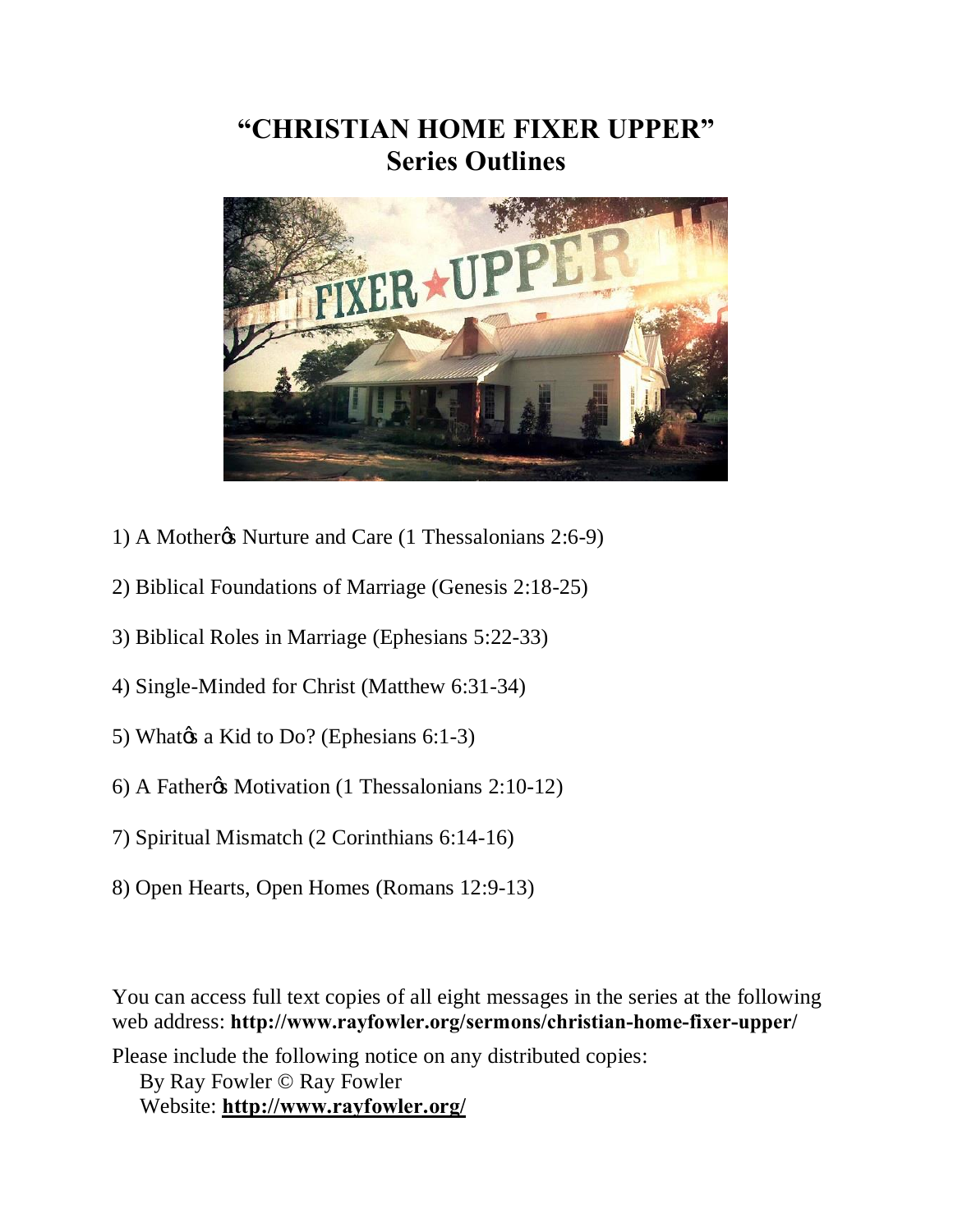# "CHRISTIAN HOME FIXER UPPER"
## Series Outlines

1) A Mother's Nurture and Care (1 Thessalonians 2:6-9)

2) Biblical Foundations of Marriage (Genesis 2:18-25)

3) Biblical Roles in Marriage (Ephesians 5:22-33)

4) Single-Minded for Christ (Matthew 6:31-34)

5) What's a Kid to Do? (Ephesians 6:1-3)

6) A Father's Motivation (1 Thessalonians 2:10-12)

7) Spiritual Mismatch (2 Corinthians 6:14-16)

8) Open Hearts, Open Homes (Romans 12:9-13)

You can access full text copies of all eight messages in the series at the following web address: **http://www.rayfowler.org/sermons/christian-home-fixer-upper/**

Please include the following notice on any distributed copies:
By Ray Fowler © Ray Fowler
Website: **http://www.rayfowler.org/**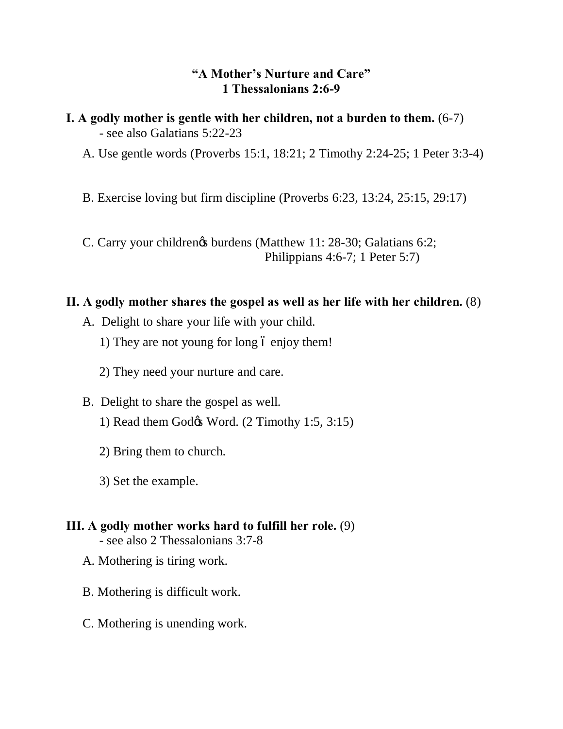**"A Mother's Nurture and Care"**
**1 Thessalonians 2:6-9**

**I. A godly mother is gentle with her children, not a burden to them.** (6-7)
- see also Galatians 5:22-23

A. Use gentle words (Proverbs 15:1, 18:21; 2 Timothy 2:24-25; 1 Peter 3:3-4)

B. Exercise loving but firm discipline (Proverbs 6:23, 13:24, 25:15, 29:17)

C. Carry your childrenœs burdens (Matthew 11: 28-30; Galatians 6:2; Philippians 4:6-7; 1 Peter 5:7)

**II. A godly mother shares the gospel as well as her life with her children.** (8)

A. Delight to share your life with your child.

1) They are not young for long ó enjoy them!

2) They need your nurture and care.

B. Delight to share the gospel as well.

1) Read them Godœs Word. (2 Timothy 1:5, 3:15)

2) Bring them to church.

3) Set the example.

**III. A godly mother works hard to fulfill her role.** (9)
- see also 2 Thessalonians 3:7-8

A. Mothering is tiring work.

B. Mothering is difficult work.

C. Mothering is unending work.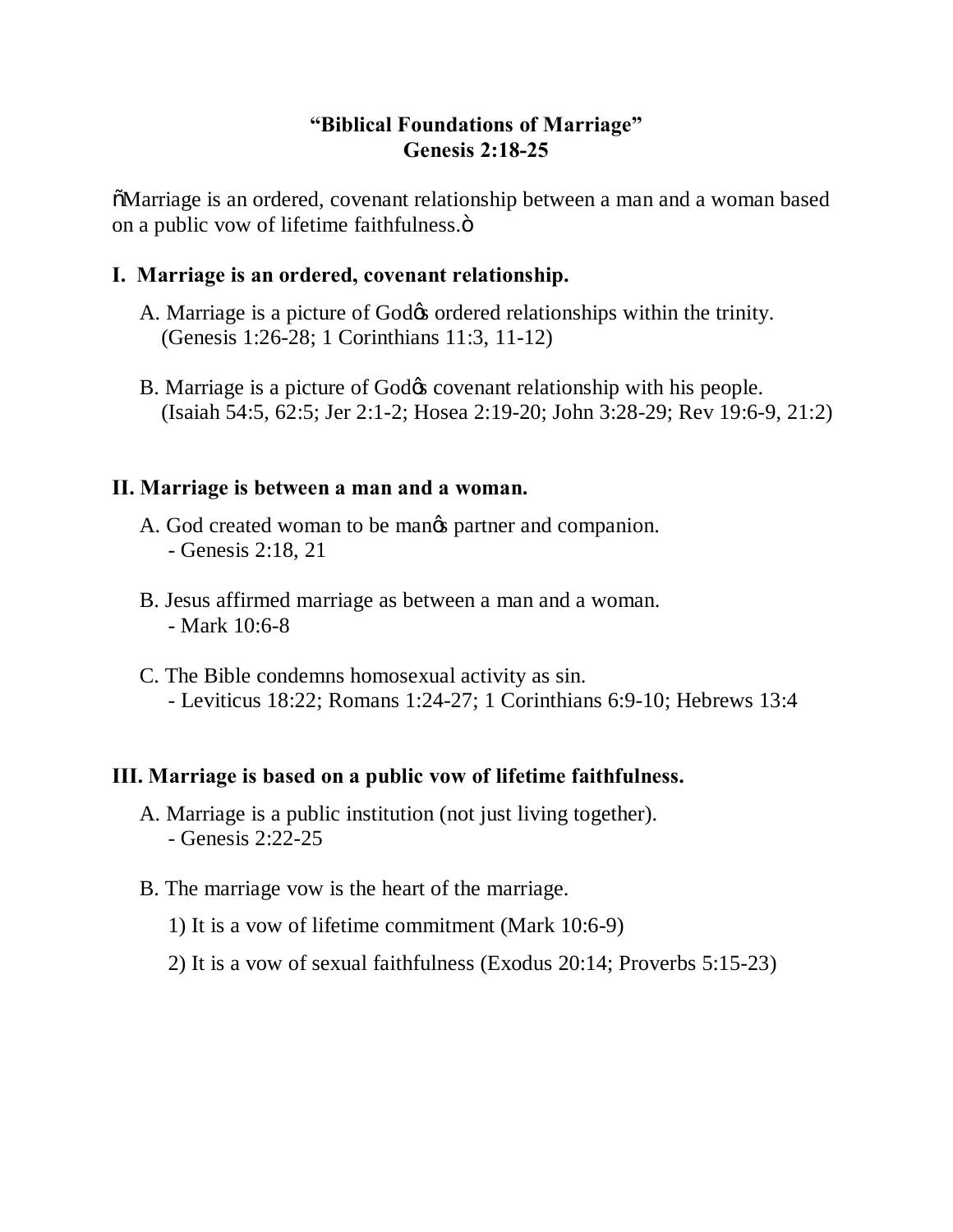## "Biblical Foundations of Marriage"
## Genesis 2:18-25

"Marriage is an ordered, covenant relationship between a man and a woman based on a public vow of lifetime faithfulness."

### I. Marriage is an ordered, covenant relationship.

A. Marriage is a picture of God's ordered relationships within the trinity.
(Genesis 1:26-28; 1 Corinthians 11:3, 11-12)

B. Marriage is a picture of God's covenant relationship with his people.
(Isaiah 54:5, 62:5; Jer 2:1-2; Hosea 2:19-20; John 3:28-29; Rev 19:6-9, 21:2)

### II. Marriage is between a man and a woman.

A. God created woman to be man's partner and companion.
- Genesis 2:18, 21

B. Jesus affirmed marriage as between a man and a woman.
- Mark 10:6-8

C. The Bible condemns homosexual activity as sin.
- Leviticus 18:22; Romans 1:24-27; 1 Corinthians 6:9-10; Hebrews 13:4

### III. Marriage is based on a public vow of lifetime faithfulness.

A. Marriage is a public institution (not just living together).
- Genesis 2:22-25

B. The marriage vow is the heart of the marriage.

1) It is a vow of lifetime commitment (Mark 10:6-9)

2) It is a vow of sexual faithfulness (Exodus 20:14; Proverbs 5:15-23)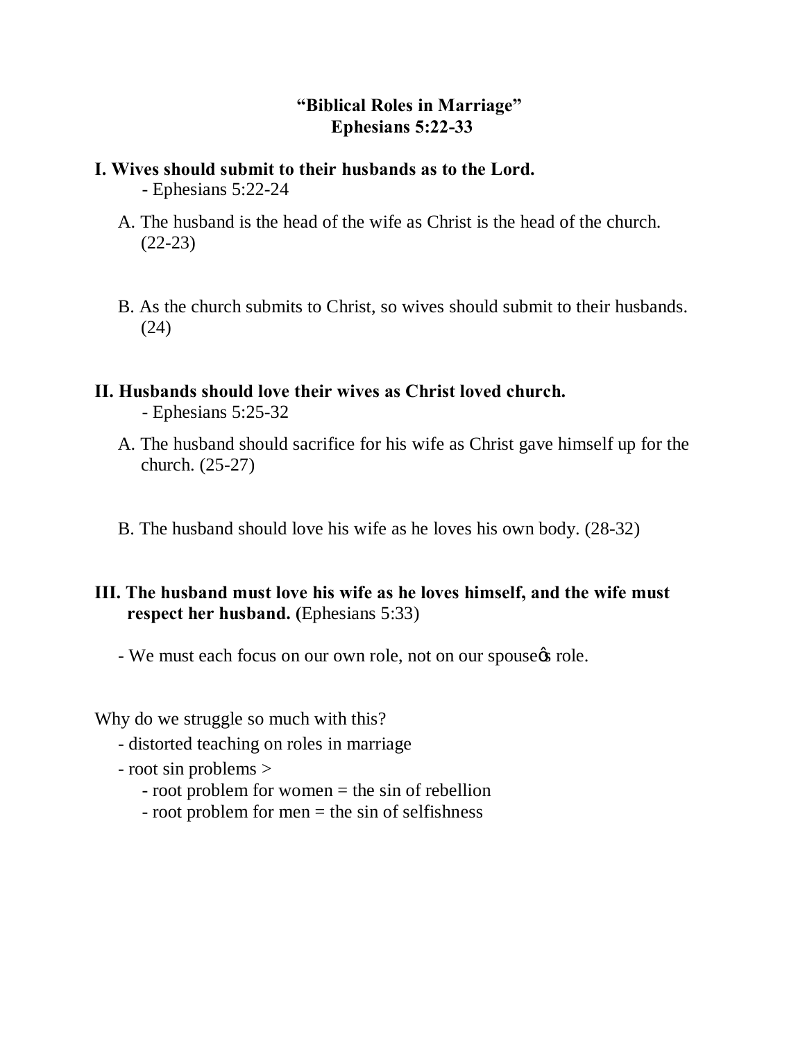## "Biblical Roles in Marriage"
## Ephesians 5:22-33

**I. Wives should submit to their husbands as to the Lord.**
- Ephesians 5:22-24

A. The husband is the head of the wife as Christ is the head of the church. (22-23)

B. As the church submits to Christ, so wives should submit to their husbands. (24)

**II. Husbands should love their wives as Christ loved church.**
- Ephesians 5:25-32

A. The husband should sacrifice for his wife as Christ gave himself up for the church. (25-27)

B. The husband should love his wife as he loves his own body. (28-32)

**III. The husband must love his wife as he loves himself, and the wife must respect her husband. (**Ephesians 5:33)

- We must each focus on our own role, not on our spouse's role.

Why do we struggle so much with this?
- distorted teaching on roles in marriage
- root sin problems >
    - root problem for women = the sin of rebellion
    - root problem for men = the sin of selfishness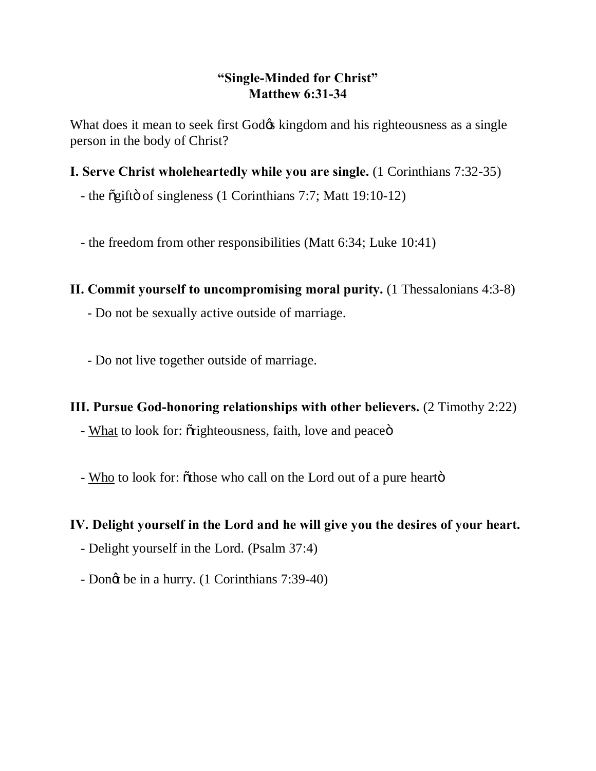**"Single-Minded for Christ"**
**Matthew 6:31-34**

What does it mean to seek first God's kingdom and his righteousness as a single person in the body of Christ?

**I. Serve Christ wholeheartedly while you are single.** (1 Corinthians 7:32-35)

- the "gift" of singleness (1 Corinthians 7:7; Matt 19:10-12)

- the freedom from other responsibilities (Matt 6:34; Luke 10:41)

**II. Commit yourself to uncompromising moral purity.** (1 Thessalonians 4:3-8)

- Do not be sexually active outside of marriage.

- Do not live together outside of marriage.

**III. Pursue God-honoring relationships with other believers.** (2 Timothy 2:22)

- What to look for: "righteousness, faith, love and peace"

- Who to look for: "those who call on the Lord out of a pure heart"

**IV. Delight yourself in the Lord and he will give you the desires of your heart.**

- Delight yourself in the Lord. (Psalm 37:4)

- Don't be in a hurry. (1 Corinthians 7:39-40)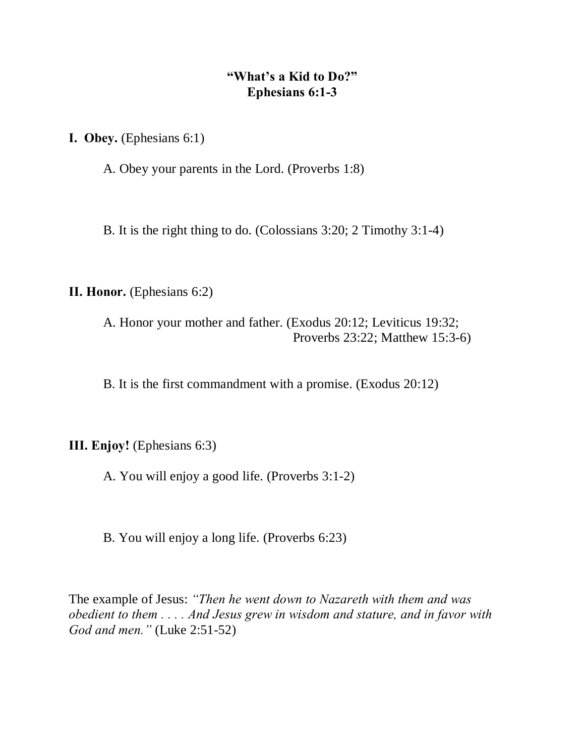# "What's a Kid to Do?"
## Ephesians 6:1-3

**I. Obey.** (Ephesians 6:1)

A. Obey your parents in the Lord. (Proverbs 1:8)

B. It is the right thing to do. (Colossians 3:20; 2 Timothy 3:1-4)

**II. Honor.** (Ephesians 6:2)

A. Honor your mother and father. (Exodus 20:12; Leviticus 19:32; Proverbs 23:22; Matthew 15:3-6)

B. It is the first commandment with a promise. (Exodus 20:12)

**III. Enjoy!** (Ephesians 6:3)

A. You will enjoy a good life. (Proverbs 3:1-2)

B. You will enjoy a long life. (Proverbs 6:23)

The example of Jesus: *"Then he went down to Nazareth with them and was obedient to them . . . . And Jesus grew in wisdom and stature, and in favor with God and men."* (Luke 2:51-52)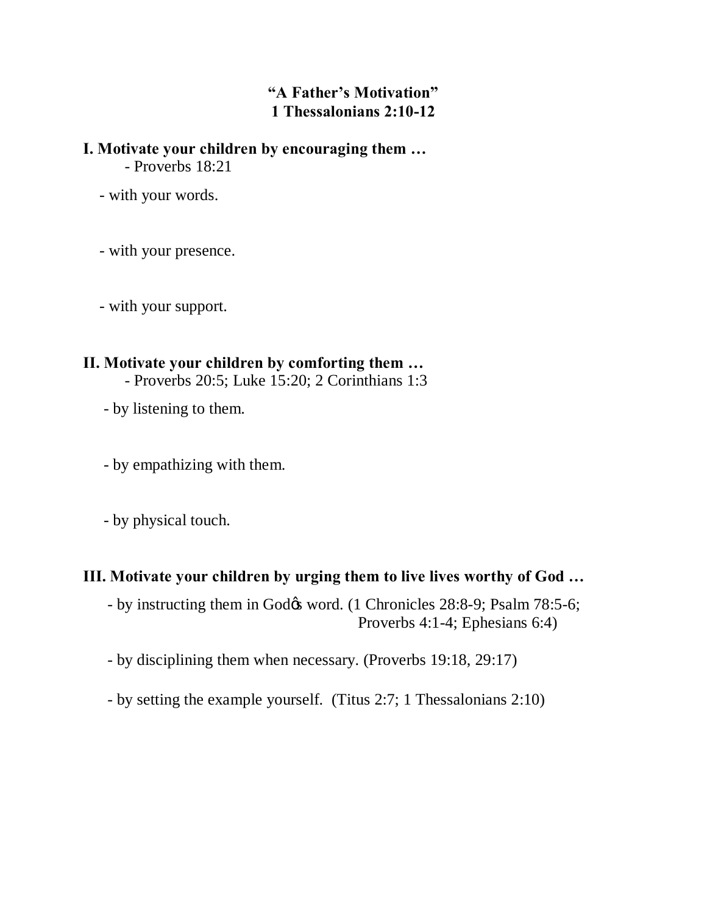# "A Father's Motivation"
## 1 Thessalonians 2:10-12

**I. Motivate your children by encouraging them …**

- Proverbs 18:21

- with your words.

- with your presence.

- with your support.

**II. Motivate your children by comforting them …**

- Proverbs 20:5; Luke 15:20; 2 Corinthians 1:3

- by listening to them.

- by empathizing with them.

- by physical touch.

**III. Motivate your children by urging them to live lives worthy of God …**

- by instructing them in Godφs word. (1 Chronicles 28:8-9; Psalm 78:5-6; Proverbs 4:1-4; Ephesians 6:4)

- by disciplining them when necessary. (Proverbs 19:18, 29:17)

- by setting the example yourself. (Titus 2:7; 1 Thessalonians 2:10)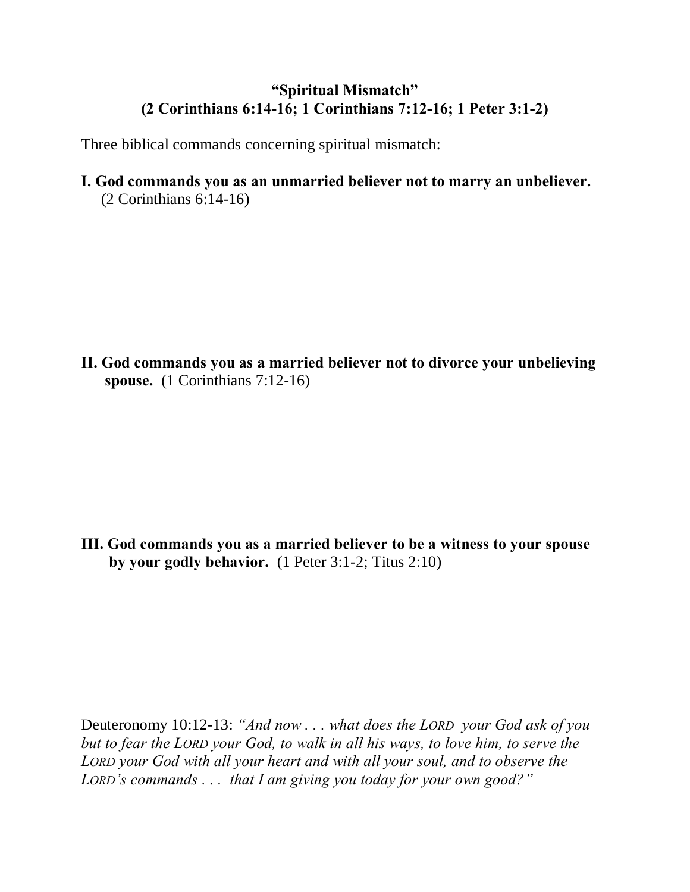**"Spiritual Mismatch"**
**(2 Corinthians 6:14-16; 1 Corinthians 7:12-16; 1 Peter 3:1-2)**

Three biblical commands concerning spiritual mismatch:

**I. God commands you as an unmarried believer not to marry an unbeliever.** (2 Corinthians 6:14-16)

**II. God commands you as a married believer not to divorce your unbelieving spouse.** (1 Corinthians 7:12-16)

**III. God commands you as a married believer to be a witness to your spouse by your godly behavior.** (1 Peter 3:1-2; Titus 2:10)

Deuteronomy 10:12-13: *"And now . . . what does the LORD your God ask of you but to fear the LORD your God, to walk in all his ways, to love him, to serve the LORD your God with all your heart and with all your soul, and to observe the LORD's commands . . . that I am giving you today for your own good?"*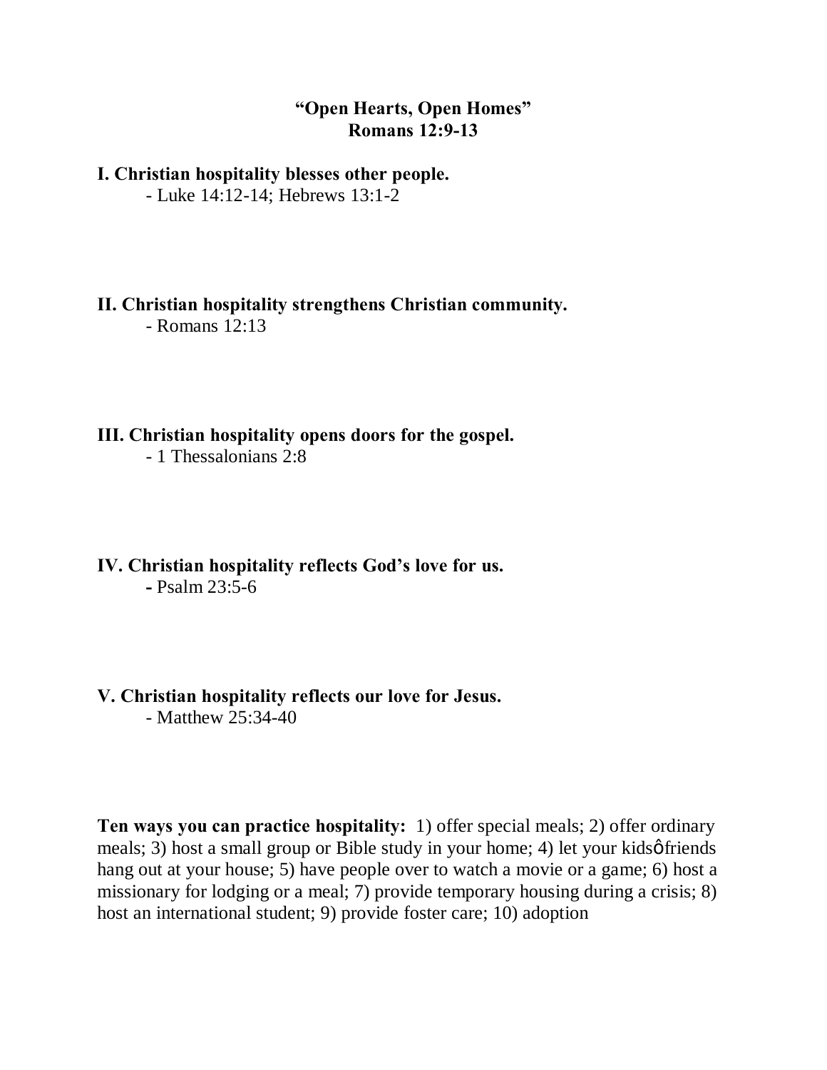# "Open Hearts, Open Homes"
## Romans 12:9-13

**I. Christian hospitality blesses other people.**

- Luke 14:12-14; Hebrews 13:1-2

**II. Christian hospitality strengthens Christian community.**

- Romans 12:13

**III. Christian hospitality opens doors for the gospel.**

- 1 Thessalonians 2:8

**IV. Christian hospitality reflects God's love for us.**

- Psalm 23:5-6

**V. Christian hospitality reflects our love for Jesus.**

- Matthew 25:34-40

**Ten ways you can practice hospitality:** 1) offer special meals; 2) offer ordinary meals; 3) host a small group or Bible study in your home; 4) let your kidsô friends hang out at your house; 5) have people over to watch a movie or a game; 6) host a missionary for lodging or a meal; 7) provide temporary housing during a crisis; 8) host an international student; 9) provide foster care; 10) adoption